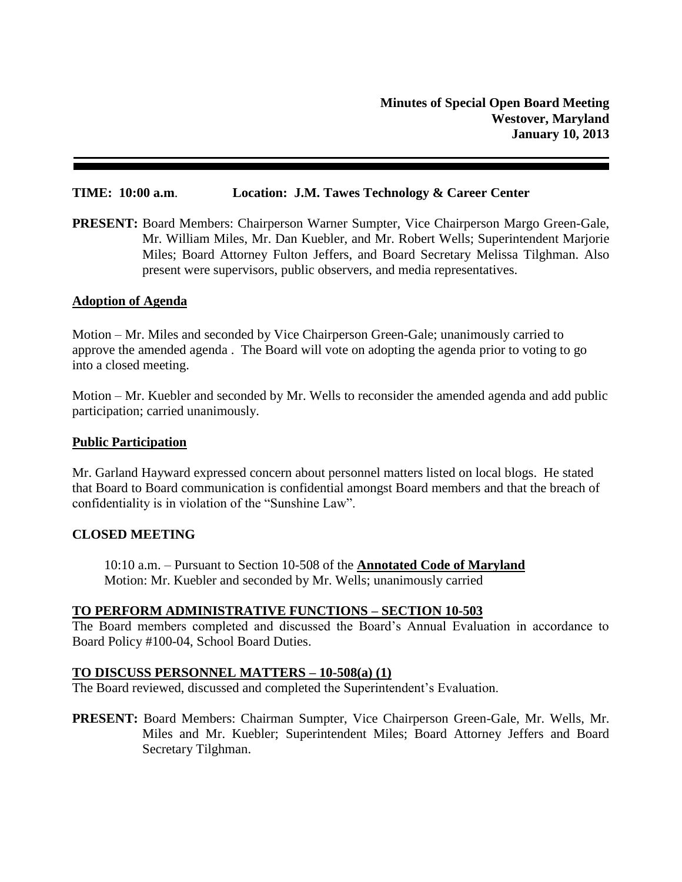**Minutes of Special Open Board Meeting**
**Westover, Maryland**
**January 10, 2013**

---

**TIME: 10:00 a.m**. **Location: J.M. Tawes Technology & Career Center**

**PRESENT:** Board Members: Chairperson Warner Sumpter, Vice Chairperson Margo Green-Gale, Mr. William Miles, Mr. Dan Kuebler, and Mr. Robert Wells; Superintendent Marjorie Miles; Board Attorney Fulton Jeffers, and Board Secretary Melissa Tilghman. Also present were supervisors, public observers, and media representatives.

## Adoption of Agenda

Motion – Mr. Miles and seconded by Vice Chairperson Green-Gale; unanimously carried to approve the amended agenda . The Board will vote on adopting the agenda prior to voting to go into a closed meeting.

Motion – Mr. Kuebler and seconded by Mr. Wells to reconsider the amended agenda and add public participation; carried unanimously.

## Public Participation

Mr. Garland Hayward expressed concern about personnel matters listed on local blogs. He stated that Board to Board communication is confidential amongst Board members and that the breach of confidentiality is in violation of the "Sunshine Law".

## CLOSED MEETING

10:10 a.m. – Pursuant to Section 10-508 of the **Annotated Code of Maryland**
Motion: Mr. Kuebler and seconded by Mr. Wells; unanimously carried

### TO PERFORM ADMINISTRATIVE FUNCTIONS – SECTION 10-503

The Board members completed and discussed the Board's Annual Evaluation in accordance to Board Policy #100-04, School Board Duties.

### TO DISCUSS PERSONNEL MATTERS – 10-508(a) (1)

The Board reviewed, discussed and completed the Superintendent's Evaluation.

**PRESENT:** Board Members: Chairman Sumpter, Vice Chairperson Green-Gale, Mr. Wells, Mr. Miles and Mr. Kuebler; Superintendent Miles; Board Attorney Jeffers and Board Secretary Tilghman.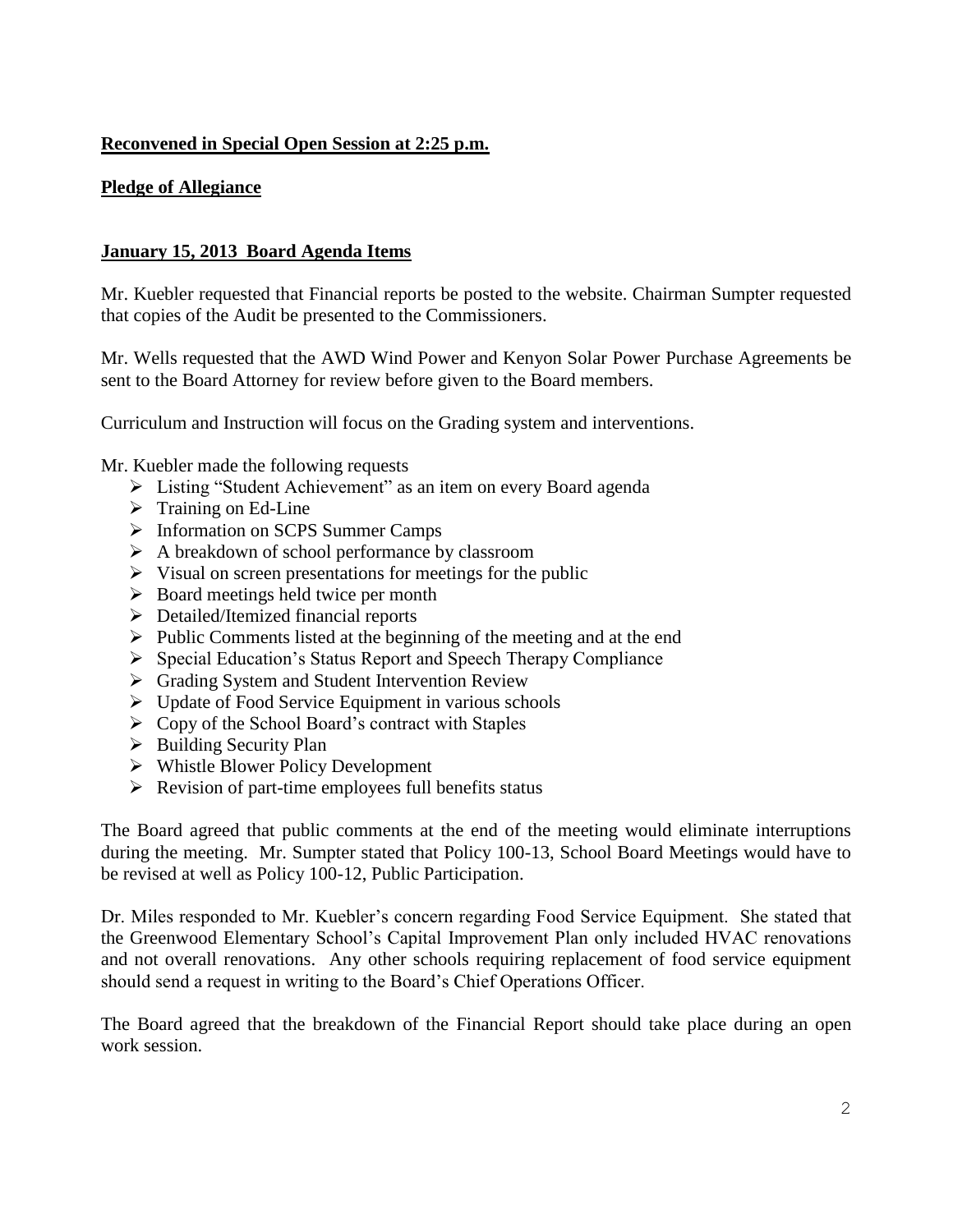**Reconvened in Special Open Session at 2:25 p.m.**

**Pledge of Allegiance**

**January 15, 2013 Board Agenda Items**

Mr. Kuebler requested that Financial reports be posted to the website. Chairman Sumpter requested that copies of the Audit be presented to the Commissioners.

Mr. Wells requested that the AWD Wind Power and Kenyon Solar Power Purchase Agreements be sent to the Board Attorney for review before given to the Board members.

Curriculum and Instruction will focus on the Grading system and interventions.

Mr. Kuebler made the following requests

- Listing "Student Achievement" as an item on every Board agenda
- Training on Ed-Line
- Information on SCPS Summer Camps
- A breakdown of school performance by classroom
- Visual on screen presentations for meetings for the public
- Board meetings held twice per month
- Detailed/Itemized financial reports
- Public Comments listed at the beginning of the meeting and at the end
- Special Education's Status Report and Speech Therapy Compliance
- Grading System and Student Intervention Review
- Update of Food Service Equipment in various schools
- Copy of the School Board's contract with Staples
- Building Security Plan
- Whistle Blower Policy Development
- Revision of part-time employees full benefits status

The Board agreed that public comments at the end of the meeting would eliminate interruptions during the meeting. Mr. Sumpter stated that Policy 100-13, School Board Meetings would have to be revised at well as Policy 100-12, Public Participation.

Dr. Miles responded to Mr. Kuebler's concern regarding Food Service Equipment. She stated that the Greenwood Elementary School's Capital Improvement Plan only included HVAC renovations and not overall renovations. Any other schools requiring replacement of food service equipment should send a request in writing to the Board's Chief Operations Officer.

The Board agreed that the breakdown of the Financial Report should take place during an open work session.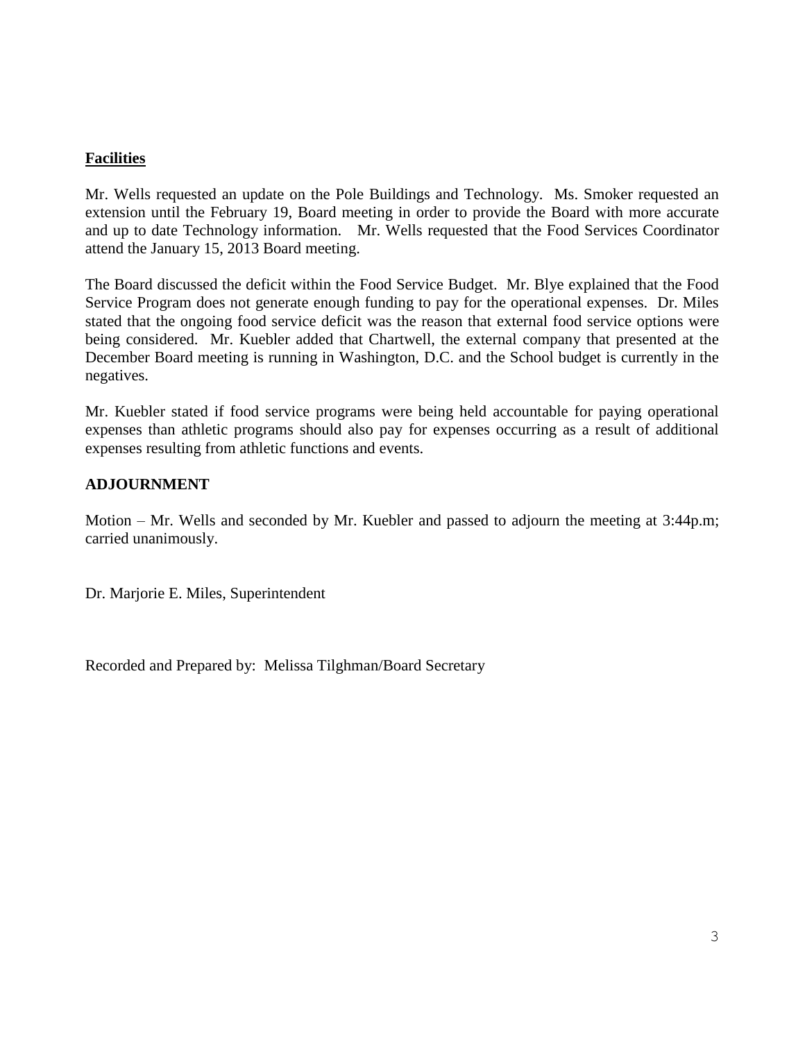**Facilities**

Mr. Wells requested an update on the Pole Buildings and Technology. Ms. Smoker requested an extension until the February 19, Board meeting in order to provide the Board with more accurate and up to date Technology information. Mr. Wells requested that the Food Services Coordinator attend the January 15, 2013 Board meeting.

The Board discussed the deficit within the Food Service Budget. Mr. Blye explained that the Food Service Program does not generate enough funding to pay for the operational expenses. Dr. Miles stated that the ongoing food service deficit was the reason that external food service options were being considered. Mr. Kuebler added that Chartwell, the external company that presented at the December Board meeting is running in Washington, D.C. and the School budget is currently in the negatives.

Mr. Kuebler stated if food service programs were being held accountable for paying operational expenses than athletic programs should also pay for expenses occurring as a result of additional expenses resulting from athletic functions and events.

**ADJOURNMENT**

Motion – Mr. Wells and seconded by Mr. Kuebler and passed to adjourn the meeting at 3:44p.m; carried unanimously.

Dr. Marjorie E. Miles, Superintendent

Recorded and Prepared by: Melissa Tilghman/Board Secretary